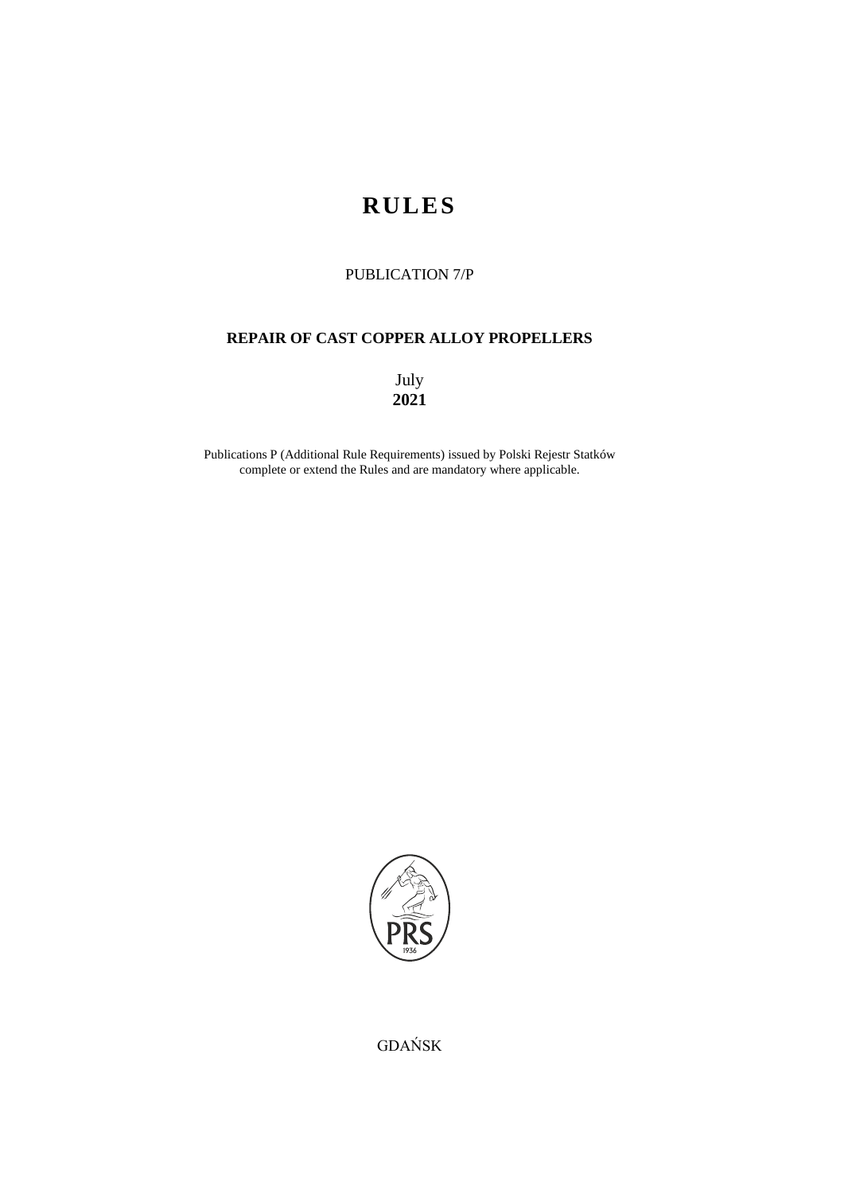# RULES

PUBLICATION 7/P

**REPAIR OF CAST COPPER ALLOY PROPELLERS**

July
**2021**

Publications P (Additional Rule Requirements) issued by Polski Rejestr Statków complete or extend the Rules and are mandatory where applicable.

GDAŃSK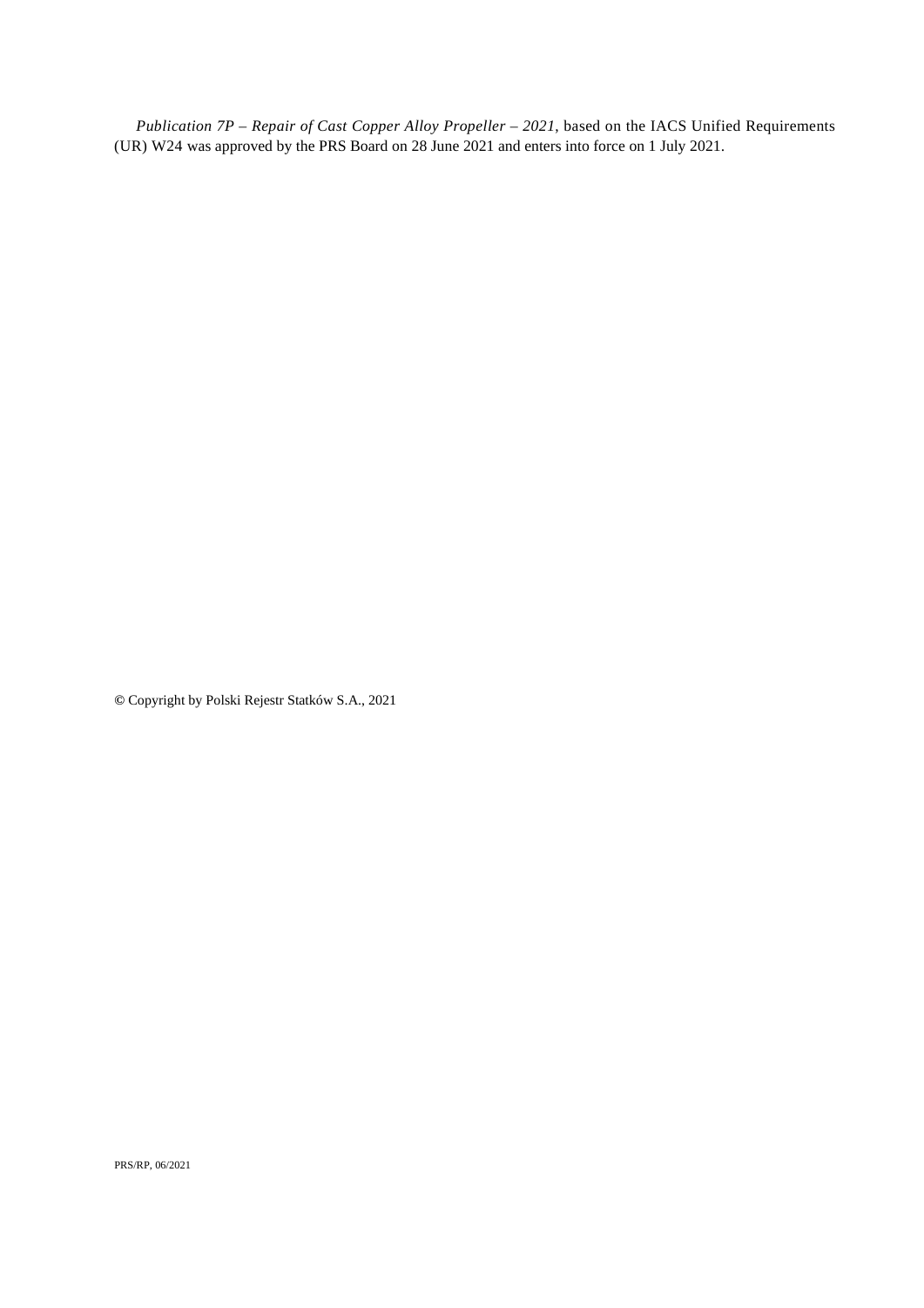*Publication 7P – Repair of Cast Copper Alloy Propeller – 2021*, based on the IACS Unified Requirements (UR) W24 was approved by the PRS Board on 28 June 2021 and enters into force on 1 July 2021.

© Copyright by Polski Rejestr Statków S.A., 2021

PRS/RP, 06/2021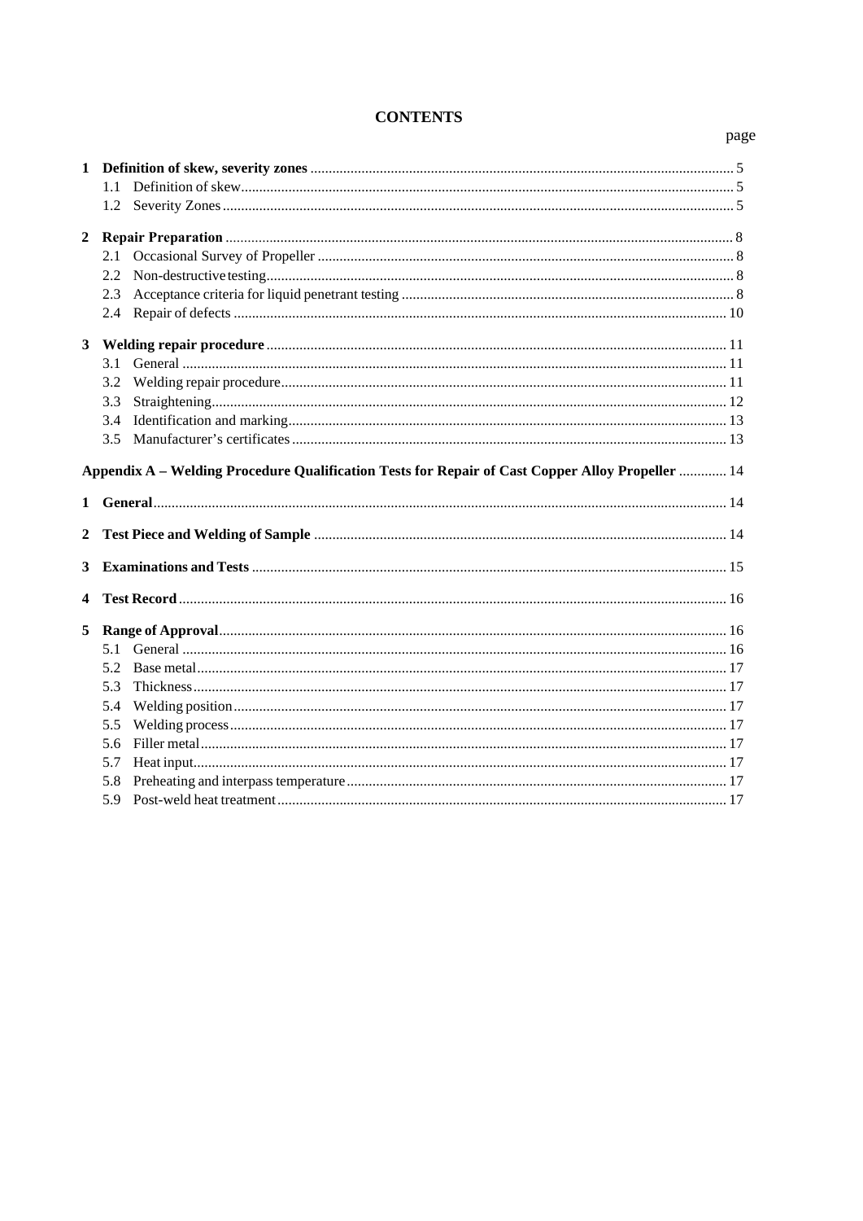# CONTENTS

page

**1 Definition of skew, severity zones** ........ 5
- 1.1 Definition of skew ........ 5
- 1.2 Severity Zones ........ 5

**2 Repair Preparation** ........ 8
- 2.1 Occasional Survey of Propeller ........ 8
- 2.2 Non-destructive testing ........ 8
- 2.3 Acceptance criteria for liquid penetrant testing ........ 8
- 2.4 Repair of defects ........ 10

**3 Welding repair procedure** ........ 11
- 3.1 General ........ 11
- 3.2 Welding repair procedure ........ 11
- 3.3 Straightening ........ 12
- 3.4 Identification and marking ........ 13
- 3.5 Manufacturer's certificates ........ 13

***Appendix A – Welding Procedure Qualification Tests for Repair of Cast Copper Alloy Propeller*** ........ 14

**1 General** ........ 14

**2 Test Piece and Welding of Sample** ........ 14

**3 Examinations and Tests** ........ 15

**4 Test Record** ........ 16

**5 Range of Approval** ........ 16
- 5.1 General ........ 16
- 5.2 Base metal ........ 17
- 5.3 Thickness ........ 17
- 5.4 Welding position ........ 17
- 5.5 Welding process ........ 17
- 5.6 Filler metal ........ 17
- 5.7 Heat input ........ 17
- 5.8 Preheating and interpass temperature ........ 17
- 5.9 Post-weld heat treatment ........ 17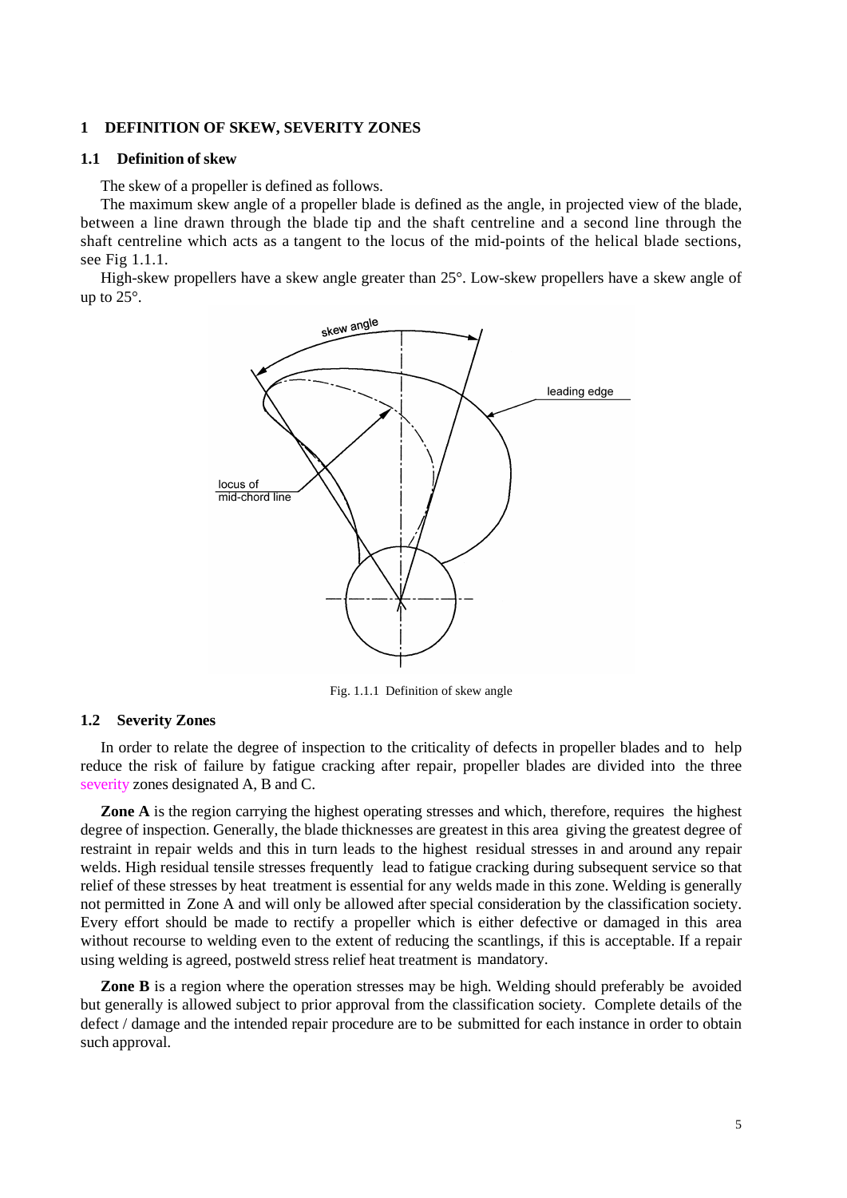## 1 DEFINITION OF SKEW, SEVERITY ZONES

### 1.1 Definition of skew

The skew of a propeller is defined as follows.

The maximum skew angle of a propeller blade is defined as the angle, in projected view of the blade, between a line drawn through the blade tip and the shaft centreline and a second line through the shaft centreline which acts as a tangent to the locus of the mid-points of the helical blade sections, see Fig 1.1.1.

High-skew propellers have a skew angle greater than 25°. Low-skew propellers have a skew angle of up to 25°.

Fig. 1.1.1 Definition of skew angle

### 1.2 Severity Zones

In order to relate the degree of inspection to the criticality of defects in propeller blades and to help reduce the risk of failure by fatigue cracking after repair, propeller blades are divided into the three severity zones designated A, B and C.

**Zone A** is the region carrying the highest operating stresses and which, therefore, requires the highest degree of inspection. Generally, the blade thicknesses are greatest in this area giving the greatest degree of restraint in repair welds and this in turn leads to the highest residual stresses in and around any repair welds. High residual tensile stresses frequently lead to fatigue cracking during subsequent service so that relief of these stresses by heat treatment is essential for any welds made in this zone. Welding is generally not permitted in Zone A and will only be allowed after special consideration by the classification society. Every effort should be made to rectify a propeller which is either defective or damaged in this area without recourse to welding even to the extent of reducing the scantlings, if this is acceptable. If a repair using welding is agreed, postweld stress relief heat treatment is mandatory.

**Zone B** is a region where the operation stresses may be high. Welding should preferably be avoided but generally is allowed subject to prior approval from the classification society. Complete details of the defect / damage and the intended repair procedure are to be submitted for each instance in order to obtain such approval.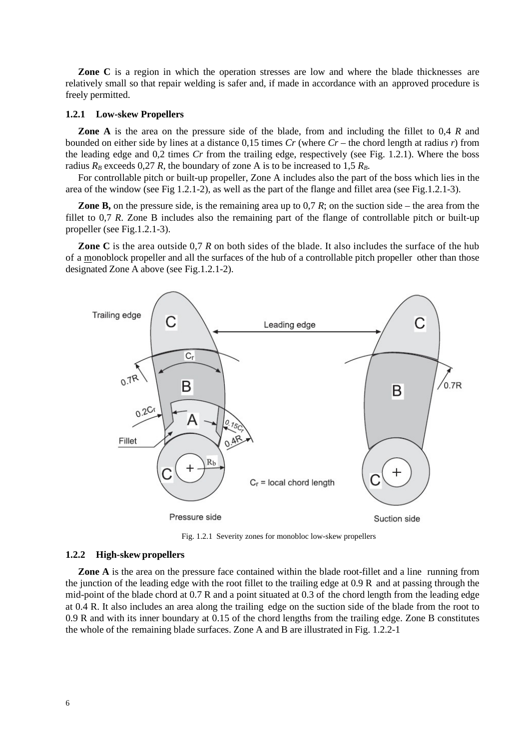**Zone C** is a region in which the operation stresses are low and where the blade thicknesses are relatively small so that repair welding is safer and, if made in accordance with an approved procedure is freely permitted.

### 1.2.1 Low-skew Propellers

**Zone A** is the area on the pressure side of the blade, from and including the fillet to 0,4 *R* and bounded on either side by lines at a distance 0,15 times *Cr* (where *Cr* – the chord length at radius *r*) from the leading edge and 0,2 times *Cr* from the trailing edge, respectively (see Fig. 1.2.1). Where the boss radius $R_B$ exceeds 0,27 *R*, the boundary of zone A is to be increased to 1,5 $R_B$.

For controllable pitch or built-up propeller, Zone A includes also the part of the boss which lies in the area of the window (see Fig 1.2.1-2), as well as the part of the flange and fillet area (see Fig.1.2.1-3).

**Zone B,** on the pressure side, is the remaining area up to 0,7 *R*; on the suction side – the area from the fillet to 0,7 *R*. Zone B includes also the remaining part of the flange of controllable pitch or built-up propeller (see Fig.1.2.1-3).

**Zone C** is the area outside 0,7 *R* on both sides of the blade. It also includes the surface of the hub of a monoblock propeller and all the surfaces of the hub of a controllable pitch propeller other than those designated Zone A above (see Fig.1.2.1-2).

Fig. 1.2.1 Severity zones for monobloc low-skew propellers

### 1.2.2 High-skew propellers

**Zone A** is the area on the pressure face contained within the blade root-fillet and a line running from the junction of the leading edge with the root fillet to the trailing edge at 0.9 R and at passing through the mid-point of the blade chord at 0.7 R and a point situated at 0.3 of the chord length from the leading edge at 0.4 R. It also includes an area along the trailing edge on the suction side of the blade from the root to 0.9 R and with its inner boundary at 0.15 of the chord lengths from the trailing edge. Zone B constitutes the whole of the remaining blade surfaces. Zone A and B are illustrated in Fig. 1.2.2-1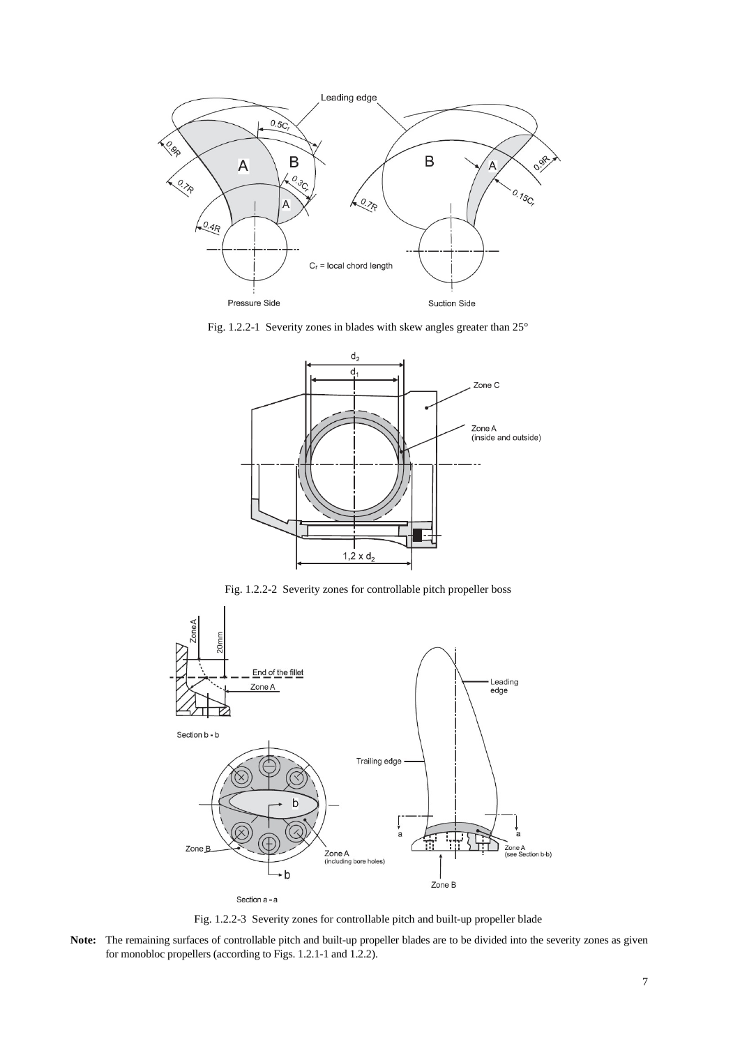Fig. 1.2.2-1 Severity zones in blades with skew angles greater than 25°

Fig. 1.2.2-2 Severity zones for controllable pitch propeller boss

Fig. 1.2.2-3 Severity zones for controllable pitch and built-up propeller blade

**Note:** The remaining surfaces of controllable pitch and built-up propeller blades are to be divided into the severity zones as given for monobloc propellers (according to Figs. 1.2.1-1 and 1.2.2).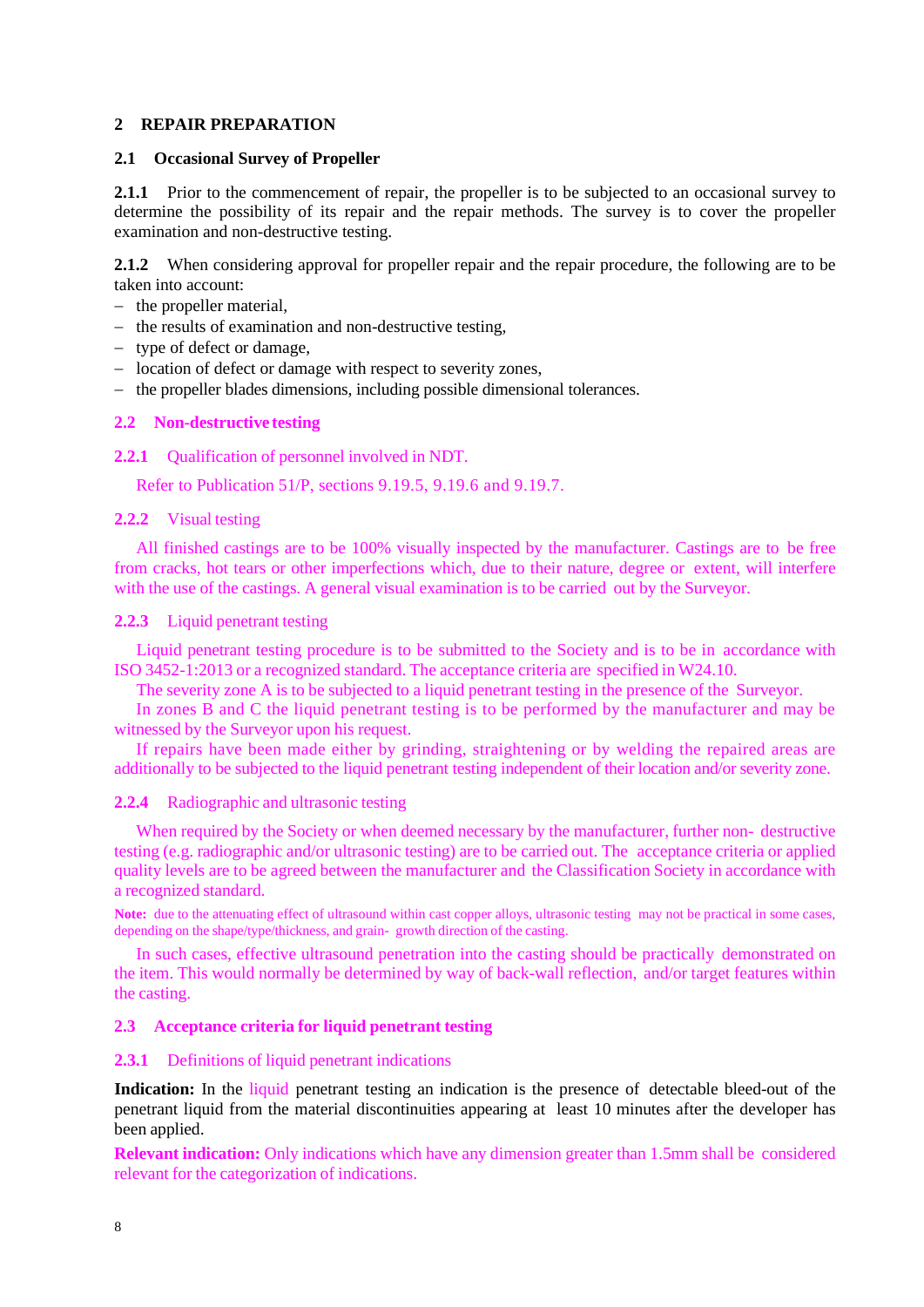## 2 REPAIR PREPARATION

### 2.1 Occasional Survey of Propeller

**2.1.1** Prior to the commencement of repair, the propeller is to be subjected to an occasional survey to determine the possibility of its repair and the repair methods. The survey is to cover the propeller examination and non-destructive testing.

**2.1.2** When considering approval for propeller repair and the repair procedure, the following are to be taken into account:

- the propeller material,
- the results of examination and non-destructive testing,
- type of defect or damage,
- location of defect or damage with respect to severity zones,
- the propeller blades dimensions, including possible dimensional tolerances.

### 2.2 Non-destructive testing

**2.2.1** Qualification of personnel involved in NDT.

Refer to Publication 51/P, sections 9.19.5, 9.19.6 and 9.19.7.

**2.2.2** Visual testing

All finished castings are to be 100% visually inspected by the manufacturer. Castings are to be free from cracks, hot tears or other imperfections which, due to their nature, degree or extent, will interfere with the use of the castings. A general visual examination is to be carried out by the Surveyor.

**2.2.3** Liquid penetrant testing

Liquid penetrant testing procedure is to be submitted to the Society and is to be in accordance with ISO 3452-1:2013 or a recognized standard. The acceptance criteria are specified in W24.10.

The severity zone A is to be subjected to a liquid penetrant testing in the presence of the Surveyor.

In zones B and C the liquid penetrant testing is to be performed by the manufacturer and may be witnessed by the Surveyor upon his request.

If repairs have been made either by grinding, straightening or by welding the repaired areas are additionally to be subjected to the liquid penetrant testing independent of their location and/or severity zone.

**2.2.4** Radiographic and ultrasonic testing

When required by the Society or when deemed necessary by the manufacturer, further non- destructive testing (e.g. radiographic and/or ultrasonic testing) are to be carried out. The acceptance criteria or applied quality levels are to be agreed between the manufacturer and the Classification Society in accordance with a recognized standard.

**Note:** due to the attenuating effect of ultrasound within cast copper alloys, ultrasonic testing may not be practical in some cases, depending on the shape/type/thickness, and grain- growth direction of the casting.

In such cases, effective ultrasound penetration into the casting should be practically demonstrated on the item. This would normally be determined by way of back-wall reflection, and/or target features within the casting.

### 2.3 Acceptance criteria for liquid penetrant testing

**2.3.1** Definitions of liquid penetrant indications

**Indication:** In the liquid penetrant testing an indication is the presence of detectable bleed-out of the penetrant liquid from the material discontinuities appearing at least 10 minutes after the developer has been applied.

**Relevant indication:** Only indications which have any dimension greater than 1.5mm shall be considered relevant for the categorization of indications.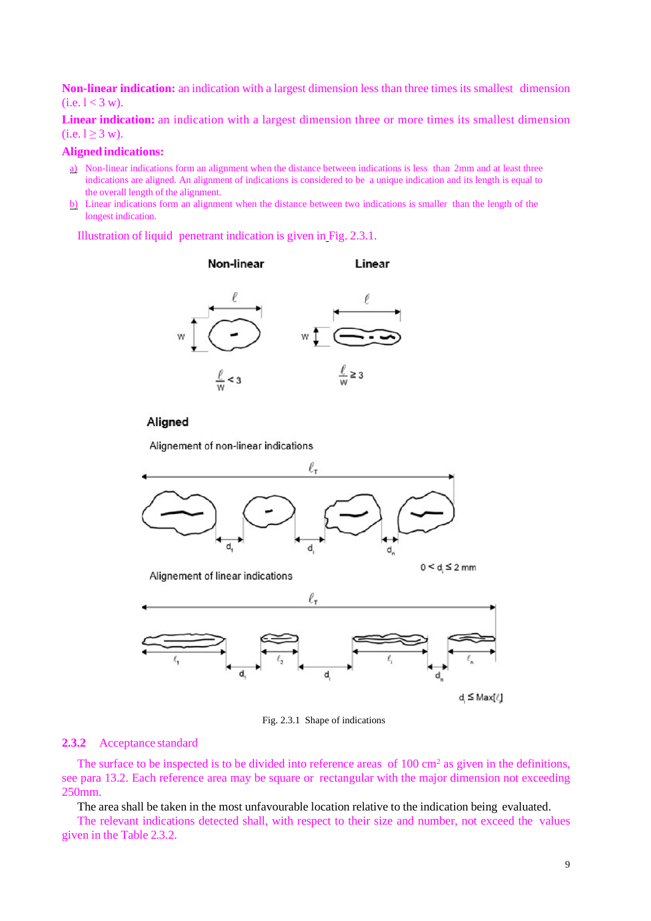**Non-linear indication:** an indication with a largest dimension less than three times its smallest dimension (i.e. $l < 3$ w).

**Linear indication:** an indication with a largest dimension three or more times its smallest dimension (i.e. $l \geq 3$ w).

**Aligned indications:**

a) Non-linear indications form an alignment when the distance between indications is less than 2mm and at least three indications are aligned. An alignment of indications is considered to be a unique indication and its length is equal to the overall length of the alignment.

b) Linear indications form an alignment when the distance between two indications is smaller than the length of the longest indication.

Illustration of liquid penetrant indication is given in Fig. 2.3.1.

Non-linear — Linear

$\frac{\ell}{w} < 3$ — $\frac{\ell}{w} \geq 3$

Aligned

Alignement of non-linear indications

$0 < d_i \leq 2$ mm

Alignement of linear indications

$d_i \leq Max[\ell_i]$

Fig. 2.3.1 Shape of indications

### 2.3.2 Acceptance standard

The surface to be inspected is to be divided into reference areas of 100 cm[2] as given in the definitions, see para 13.2. Each reference area may be square or rectangular with the major dimension not exceeding 250mm.

The area shall be taken in the most unfavourable location relative to the indication being evaluated.

The relevant indications detected shall, with respect to their size and number, not exceed the values given in the Table 2.3.2.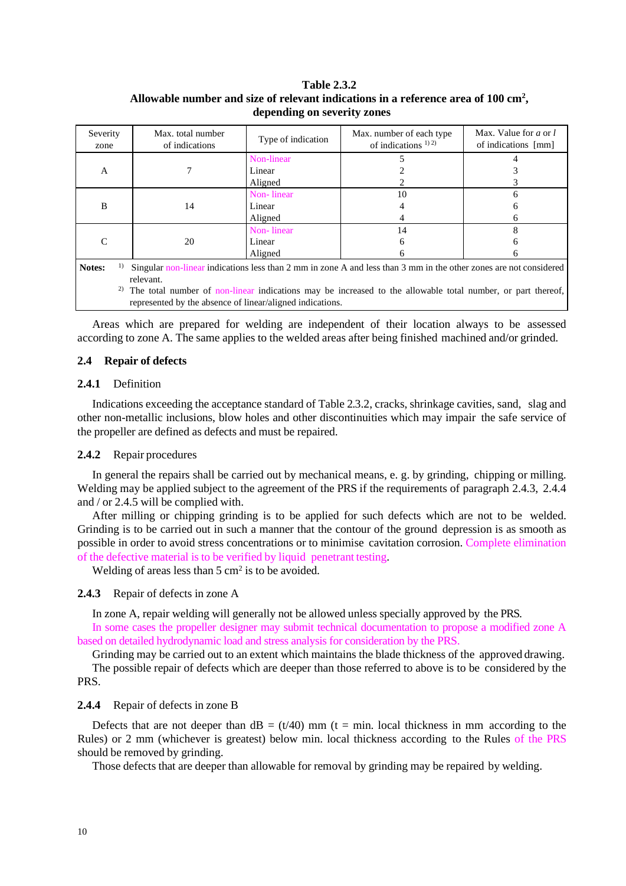**Table 2.3.2**
**Allowable number and size of relevant indications in a reference area of 100 cm², depending on severity zones**

| Severity zone | Max. total number of indications | Type of indication | Max. number of each type of indications [1) 2)] | Max. Value for *a* or *l* of indications [mm] |
|---|---|---|---|---|
| A | 7 | Non-linear | 5 | 4 |
| | | Linear | 2 | 3 |
| | | Aligned | 2 | 3 |
| B | 14 | Non- linear | 10 | 6 |
| | | Linear | 4 | 6 |
| | | Aligned | 4 | 6 |
| C | 20 | Non- linear | 14 | 8 |
| | | Linear | 6 | 6 |
| | | Aligned | 6 | 6 |

**Notes:** [1)] Singular non-linear indications less than 2 mm in zone A and less than 3 mm in the other zones are not considered relevant.
[2)] The total number of non-linear indications may be increased to the allowable total number, or part thereof, represented by the absence of linear/aligned indications.

Areas which are prepared for welding are independent of their location always to be assessed according to zone A. The same applies to the welded areas after being finished machined and/or grinded.

## 2.4 Repair of defects

### 2.4.1 Definition

Indications exceeding the acceptance standard of Table 2.3.2, cracks, shrinkage cavities, sand, slag and other non-metallic inclusions, blow holes and other discontinuities which may impair the safe service of the propeller are defined as defects and must be repaired.

### 2.4.2 Repair procedures

In general the repairs shall be carried out by mechanical means, e. g. by grinding, chipping or milling. Welding may be applied subject to the agreement of the PRS if the requirements of paragraph 2.4.3, 2.4.4 and / or 2.4.5 will be complied with.

After milling or chipping grinding is to be applied for such defects which are not to be welded. Grinding is to be carried out in such a manner that the contour of the ground depression is as smooth as possible in order to avoid stress concentrations or to minimise cavitation corrosion. Complete elimination of the defective material is to be verified by liquid penetrant testing.

Welding of areas less than 5 cm² is to be avoided.

### 2.4.3 Repair of defects in zone A

In zone A, repair welding will generally not be allowed unless specially approved by the PRS.

In some cases the propeller designer may submit technical documentation to propose a modified zone A based on detailed hydrodynamic load and stress analysis for consideration by the PRS.

Grinding may be carried out to an extent which maintains the blade thickness of the approved drawing.

The possible repair of defects which are deeper than those referred to above is to be considered by the PRS.

### 2.4.4 Repair of defects in zone B

Defects that are not deeper than $dB = (t/40)$ mm ($t$ = min. local thickness in mm according to the Rules) or 2 mm (whichever is greatest) below min. local thickness according to the Rules of the PRS should be removed by grinding.

Those defects that are deeper than allowable for removal by grinding may be repaired by welding.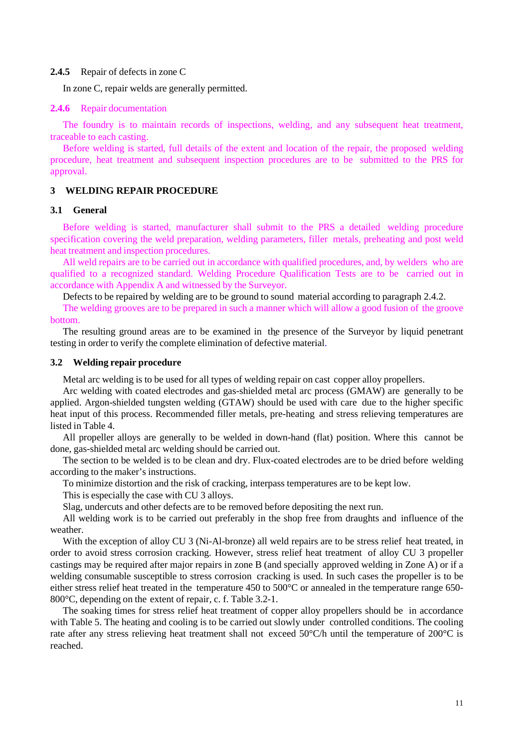**2.4.5** Repair of defects in zone C

In zone C, repair welds are generally permitted.

**2.4.6** Repair documentation

The foundry is to maintain records of inspections, welding, and any subsequent heat treatment, traceable to each casting.

Before welding is started, full details of the extent and location of the repair, the proposed welding procedure, heat treatment and subsequent inspection procedures are to be submitted to the PRS for approval.

## 3 WELDING REPAIR PROCEDURE

### 3.1 General

Before welding is started, manufacturer shall submit to the PRS a detailed welding procedure specification covering the weld preparation, welding parameters, filler metals, preheating and post weld heat treatment and inspection procedures.

All weld repairs are to be carried out in accordance with qualified procedures, and, by welders who are qualified to a recognized standard. Welding Procedure Qualification Tests are to be carried out in accordance with Appendix A and witnessed by the Surveyor.

Defects to be repaired by welding are to be ground to sound material according to paragraph 2.4.2.

The welding grooves are to be prepared in such a manner which will allow a good fusion of the groove bottom.

The resulting ground areas are to be examined in the presence of the Surveyor by liquid penetrant testing in order to verify the complete elimination of defective material.

### 3.2 Welding repair procedure

Metal arc welding is to be used for all types of welding repair on cast copper alloy propellers.

Arc welding with coated electrodes and gas-shielded metal arc process (GMAW) are generally to be applied. Argon-shielded tungsten welding (GTAW) should be used with care due to the higher specific heat input of this process. Recommended filler metals, pre-heating and stress relieving temperatures are listed in Table 4.

All propeller alloys are generally to be welded in down-hand (flat) position. Where this cannot be done, gas-shielded metal arc welding should be carried out.

The section to be welded is to be clean and dry. Flux-coated electrodes are to be dried before welding according to the maker's instructions.

To minimize distortion and the risk of cracking, interpass temperatures are to be kept low.

This is especially the case with CU 3 alloys.

Slag, undercuts and other defects are to be removed before depositing the next run.

All welding work is to be carried out preferably in the shop free from draughts and influence of the weather.

With the exception of alloy CU 3 (Ni-Al-bronze) all weld repairs are to be stress relief heat treated, in order to avoid stress corrosion cracking. However, stress relief heat treatment of alloy CU 3 propeller castings may be required after major repairs in zone B (and specially approved welding in Zone A) or if a welding consumable susceptible to stress corrosion cracking is used. In such cases the propeller is to be either stress relief heat treated in the temperature 450 to 500°C or annealed in the temperature range 650-800°C, depending on the extent of repair, c. f. Table 3.2-1.

The soaking times for stress relief heat treatment of copper alloy propellers should be in accordance with Table 5. The heating and cooling is to be carried out slowly under controlled conditions. The cooling rate after any stress relieving heat treatment shall not exceed 50°C/h until the temperature of 200°C is reached.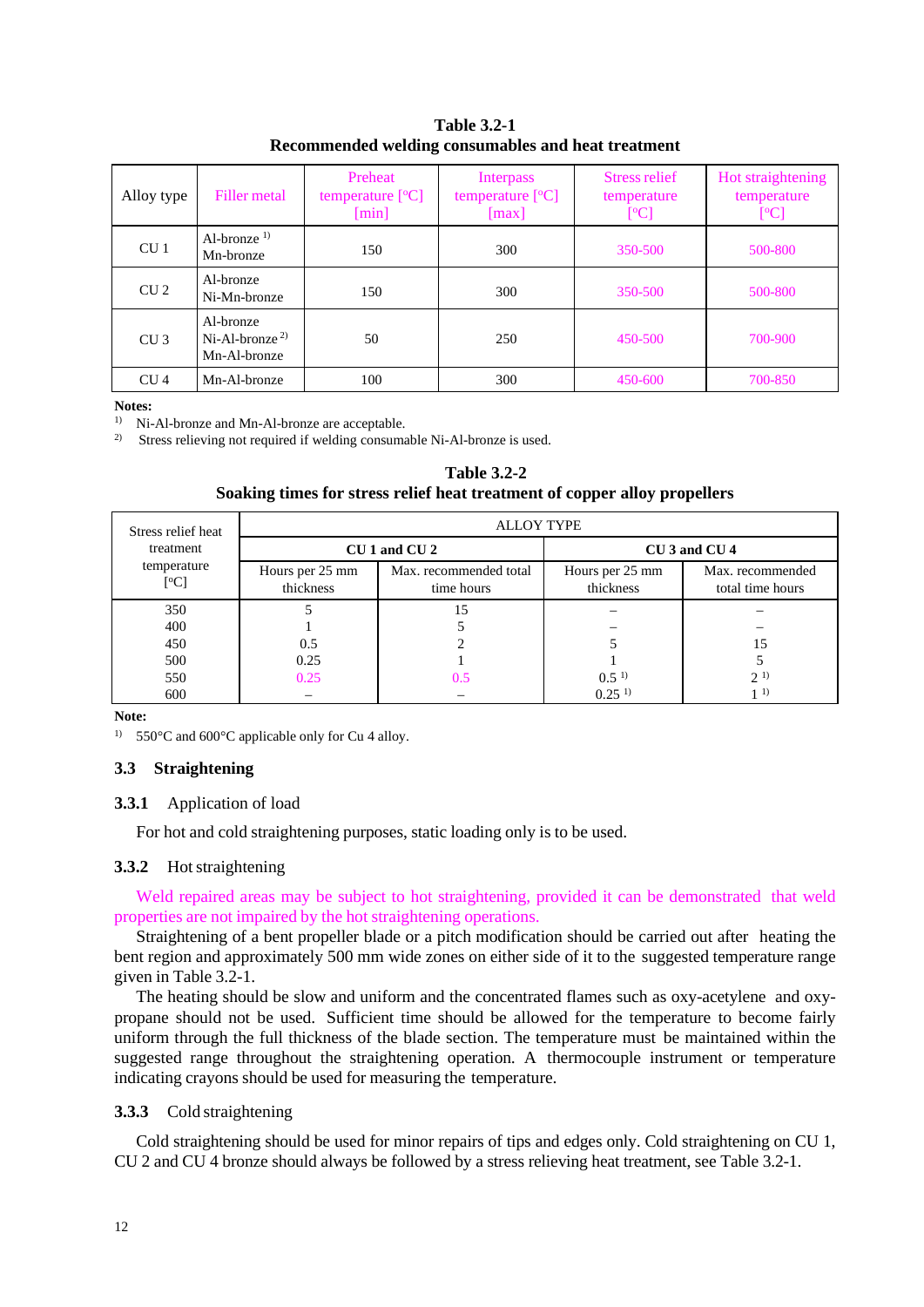**Table 3.2-1**
**Recommended welding consumables and heat treatment**

| Alloy type | Filler metal | Preheat temperature [°C] [min] | Interpass temperature [°C] [max] | Stress relief temperature [°C] | Hot straightening temperature [°C] |
|---|---|---|---|---|---|
| CU 1 | Al-bronze [1)] Mn-bronze | 150 | 300 | 350-500 | 500-800 |
| CU 2 | Al-bronze Ni-Mn-bronze | 150 | 300 | 350-500 | 500-800 |
| CU 3 | Al-bronze Ni-Al-bronze [2)] Mn-Al-bronze | 50 | 250 | 450-500 | 700-900 |
| CU 4 | Mn-Al-bronze | 100 | 300 | 450-600 | 700-850 |

**Notes:**

1) Ni-Al-bronze and Mn-Al-bronze are acceptable.

2) Stress relieving not required if welding consumable Ni-Al-bronze is used.

**Table 3.2-2**
**Soaking times for stress relief heat treatment of copper alloy propellers**

| Stress relief heat treatment temperature [°C] | ALLOY TYPE | | | |
|---|---|---|---|---|
| | **CU 1 and CU 2** | | **CU 3 and CU 4** | |
| | Hours per 25 mm thickness | Max. recommended total time hours | Hours per 25 mm thickness | Max. recommended total time hours |
| 350 | 5 | 15 | – | – |
| 400 | 1 | 5 | – | – |
| 450 | 0.5 | 2 | 5 | 15 |
| 500 | 0.25 | 1 | 1 | 5 |
| 550 | 0.25 | 0.5 | 0.5 [1)] | 2 [1)] |
| 600 | – | – | 0.25 [1)] | 1 [1)] |

**Note:**

1) 550°C and 600°C applicable only for Cu 4 alloy.

## 3.3 Straightening

### 3.3.1 Application of load

For hot and cold straightening purposes, static loading only is to be used.

### 3.3.2 Hot straightening

Weld repaired areas may be subject to hot straightening, provided it can be demonstrated that weld properties are not impaired by the hot straightening operations.

Straightening of a bent propeller blade or a pitch modification should be carried out after heating the bent region and approximately 500 mm wide zones on either side of it to the suggested temperature range given in Table 3.2-1.

The heating should be slow and uniform and the concentrated flames such as oxy-acetylene and oxy-propane should not be used. Sufficient time should be allowed for the temperature to become fairly uniform through the full thickness of the blade section. The temperature must be maintained within the suggested range throughout the straightening operation. A thermocouple instrument or temperature indicating crayons should be used for measuring the temperature.

### 3.3.3 Cold straightening

Cold straightening should be used for minor repairs of tips and edges only. Cold straightening on CU 1, CU 2 and CU 4 bronze should always be followed by a stress relieving heat treatment, see Table 3.2-1.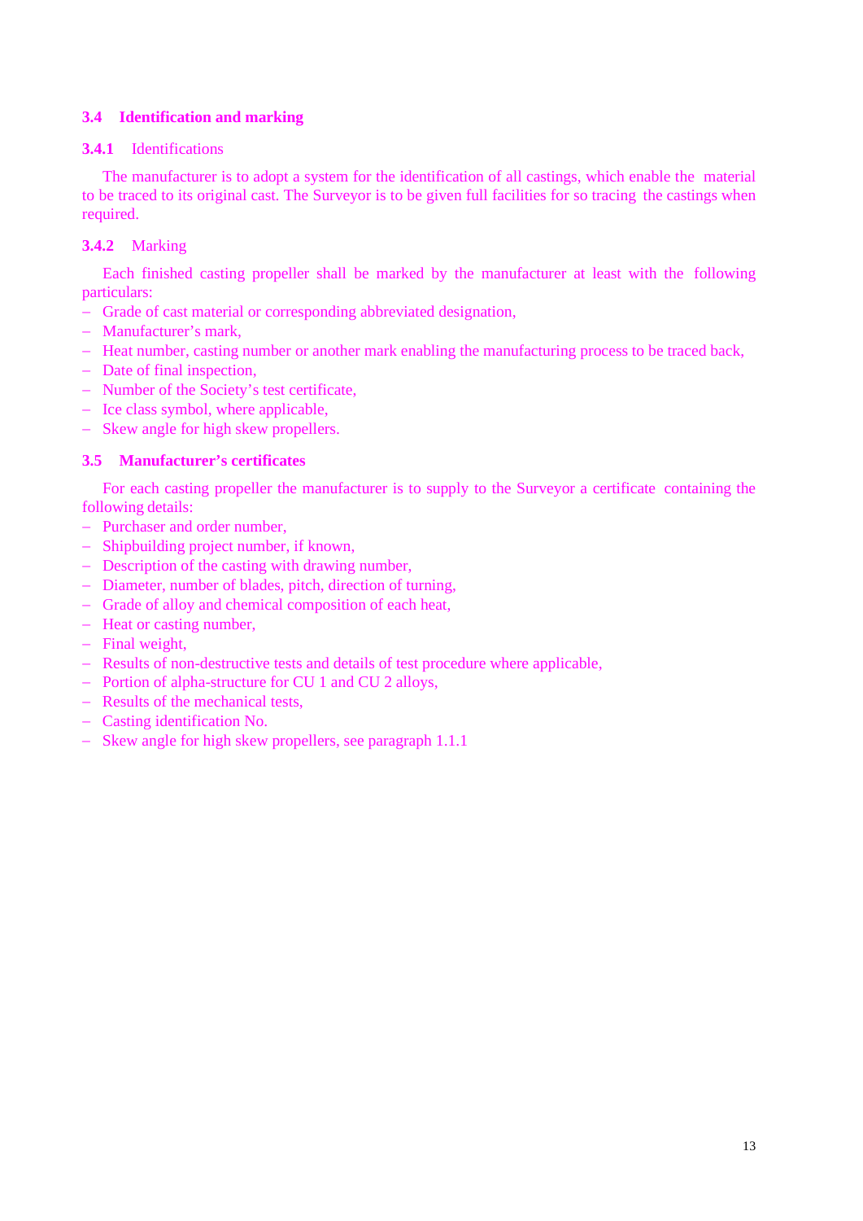## 3.4 Identification and marking

### 3.4.1 Identifications

The manufacturer is to adopt a system for the identification of all castings, which enable the material to be traced to its original cast. The Surveyor is to be given full facilities for so tracing the castings when required.

### 3.4.2 Marking

Each finished casting propeller shall be marked by the manufacturer at least with the following particulars:

- Grade of cast material or corresponding abbreviated designation,
- Manufacturer's mark,
- Heat number, casting number or another mark enabling the manufacturing process to be traced back,
- Date of final inspection,
- Number of the Society's test certificate,
- Ice class symbol, where applicable,
- Skew angle for high skew propellers.

## 3.5 Manufacturer's certificates

For each casting propeller the manufacturer is to supply to the Surveyor a certificate containing the following details:

- Purchaser and order number,
- Shipbuilding project number, if known,
- Description of the casting with drawing number,
- Diameter, number of blades, pitch, direction of turning,
- Grade of alloy and chemical composition of each heat,
- Heat or casting number,
- Final weight,
- Results of non-destructive tests and details of test procedure where applicable,
- Portion of alpha-structure for CU 1 and CU 2 alloys,
- Results of the mechanical tests,
- Casting identification No.
- Skew angle for high skew propellers, see paragraph 1.1.1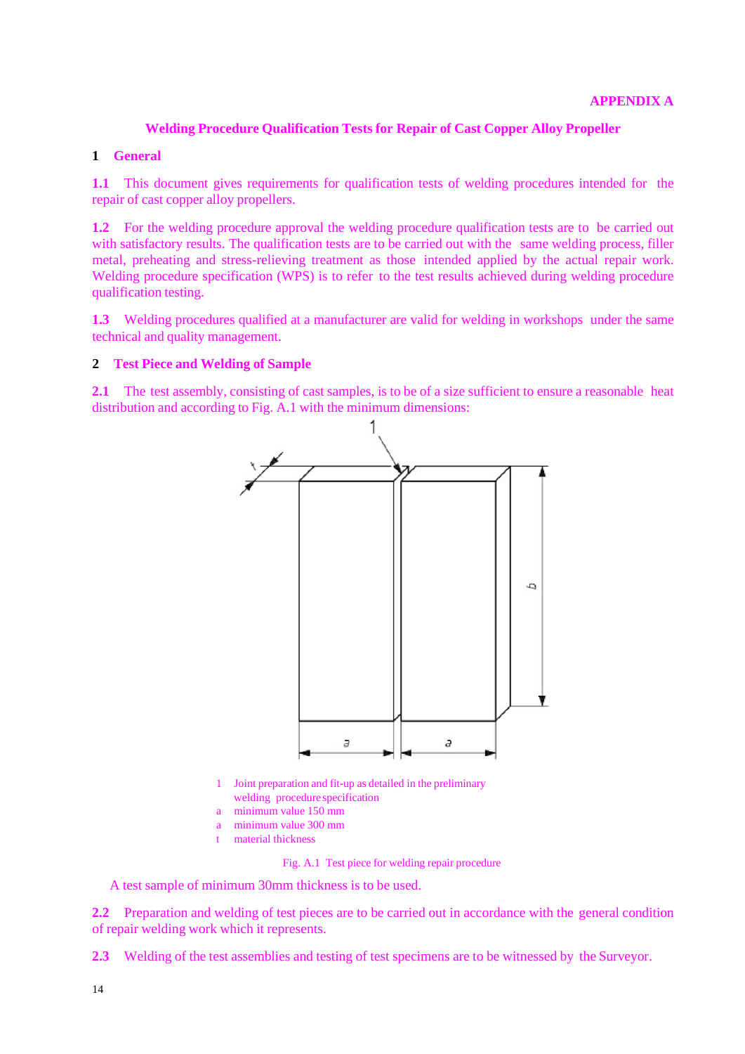APPENDIX A

# Welding Procedure Qualification Tests for Repair of Cast Copper Alloy Propeller

## 1 General

**1.1** This document gives requirements for qualification tests of welding procedures intended for the repair of cast copper alloy propellers.

**1.2** For the welding procedure approval the welding procedure qualification tests are to be carried out with satisfactory results. The qualification tests are to be carried out with the same welding process, filler metal, preheating and stress-relieving treatment as those intended applied by the actual repair work. Welding procedure specification (WPS) is to refer to the test results achieved during welding procedure qualification testing.

**1.3** Welding procedures qualified at a manufacturer are valid for welding in workshops under the same technical and quality management.

## 2 Test Piece and Welding of Sample

**2.1** The test assembly, consisting of cast samples, is to be of a size sufficient to ensure a reasonable heat distribution and according to Fig. A.1 with the minimum dimensions:

1 Joint preparation and fit-up as detailed in the preliminary welding procedure specification
a minimum value 150 mm
a minimum value 300 mm
t material thickness

Fig. A.1 Test piece for welding repair procedure

A test sample of minimum 30mm thickness is to be used.

**2.2** Preparation and welding of test pieces are to be carried out in accordance with the general condition of repair welding work which it represents.

**2.3** Welding of the test assemblies and testing of test specimens are to be witnessed by the Surveyor.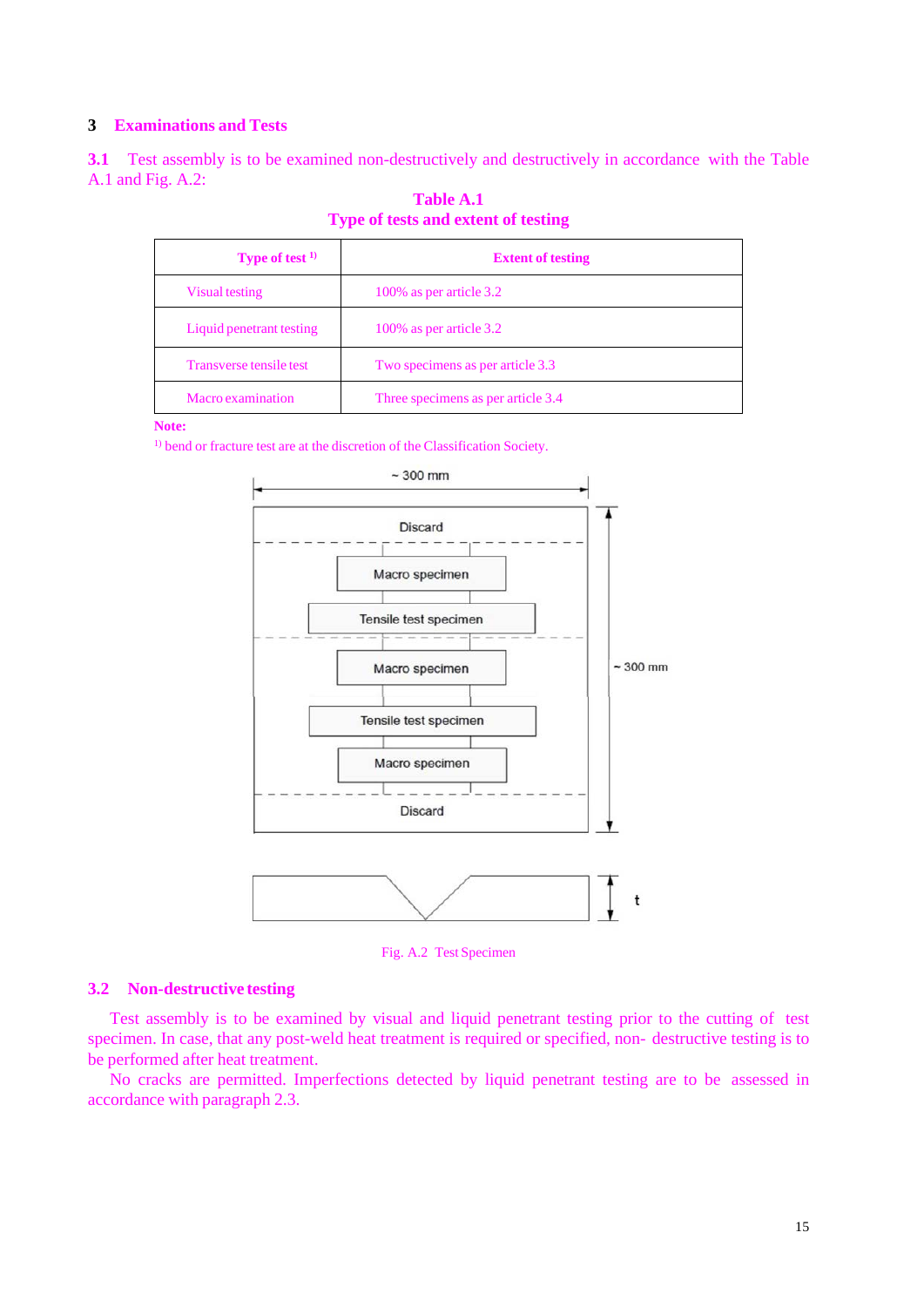## 3 Examinations and Tests

**3.1** Test assembly is to be examined non-destructively and destructively in accordance with the Table A.1 and Fig. A.2:

**Table A.1**
**Type of tests and extent of testing**

| Type of test [1)] | Extent of testing |
|---|---|
| Visual testing | 100% as per article 3.2 |
| Liquid penetrant testing | 100% as per article 3.2 |
| Transverse tensile test | Two specimens as per article 3.3 |
| Macro examination | Three specimens as per article 3.4 |

**Note:**

[1)] bend or fracture test are at the discretion of the Classification Society.

~ 300 mm

Discard

Macro specimen

Tensile test specimen

Macro specimen

Tensile test specimen

Macro specimen

Discard

~ 300 mm

t

Fig. A.2 Test Specimen

### 3.2 Non-destructive testing

Test assembly is to be examined by visual and liquid penetrant testing prior to the cutting of test specimen. In case, that any post-weld heat treatment is required or specified, non- destructive testing is to be performed after heat treatment.

No cracks are permitted. Imperfections detected by liquid penetrant testing are to be assessed in accordance with paragraph 2.3.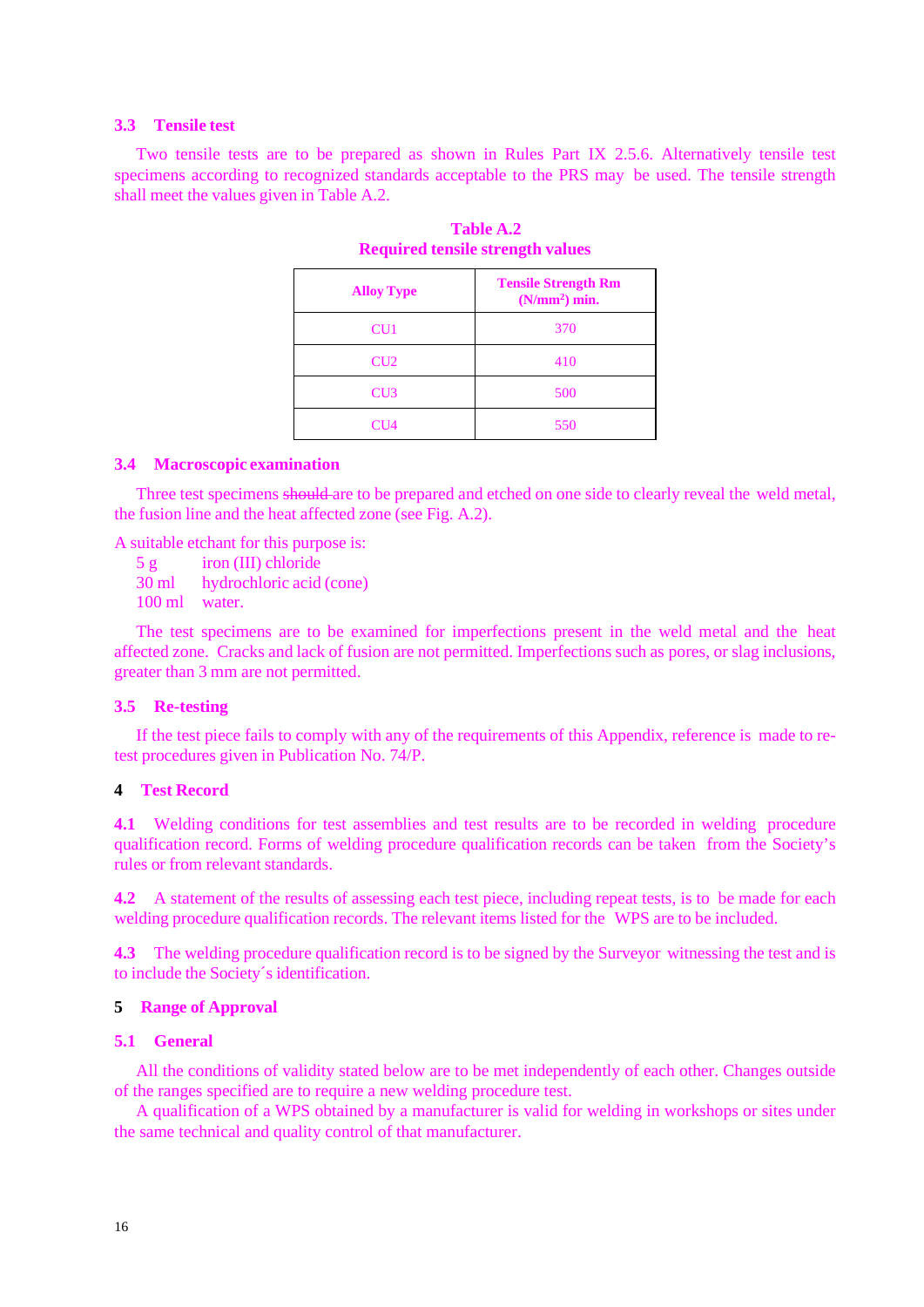### 3.3 Tensile test

Two tensile tests are to be prepared as shown in Rules Part IX 2.5.6. Alternatively tensile test specimens according to recognized standards acceptable to the PRS may be used. The tensile strength shall meet the values given in Table A.2.

**Table A.2**
**Required tensile strength values**

| Alloy Type | Tensile Strength Rm (N/mm$^2$) min. |
|---|---|
| CU1 | 370 |
| CU2 | 410 |
| CU3 | 500 |
| CU4 | 550 |

### 3.4 Macroscopic examination

Three test specimens ~~should~~ are to be prepared and etched on one side to clearly reveal the weld metal, the fusion line and the heat affected zone (see Fig. A.2).

A suitable etchant for this purpose is:

5 g iron (III) chloride
30 ml hydrochloric acid (cone)
100 ml water.

The test specimens are to be examined for imperfections present in the weld metal and the heat affected zone. Cracks and lack of fusion are not permitted. Imperfections such as pores, or slag inclusions, greater than 3 mm are not permitted.

### 3.5 Re-testing

If the test piece fails to comply with any of the requirements of this Appendix, reference is made to re-test procedures given in Publication No. 74/P.

## 4 Test Record

**4.1** Welding conditions for test assemblies and test results are to be recorded in welding procedure qualification record. Forms of welding procedure qualification records can be taken from the Society's rules or from relevant standards.

**4.2** A statement of the results of assessing each test piece, including repeat tests, is to be made for each welding procedure qualification records. The relevant items listed for the WPS are to be included.

**4.3** The welding procedure qualification record is to be signed by the Surveyor witnessing the test and is to include the Society´s identification.

## 5 Range of Approval

### 5.1 General

All the conditions of validity stated below are to be met independently of each other. Changes outside of the ranges specified are to require a new welding procedure test.

A qualification of a WPS obtained by a manufacturer is valid for welding in workshops or sites under the same technical and quality control of that manufacturer.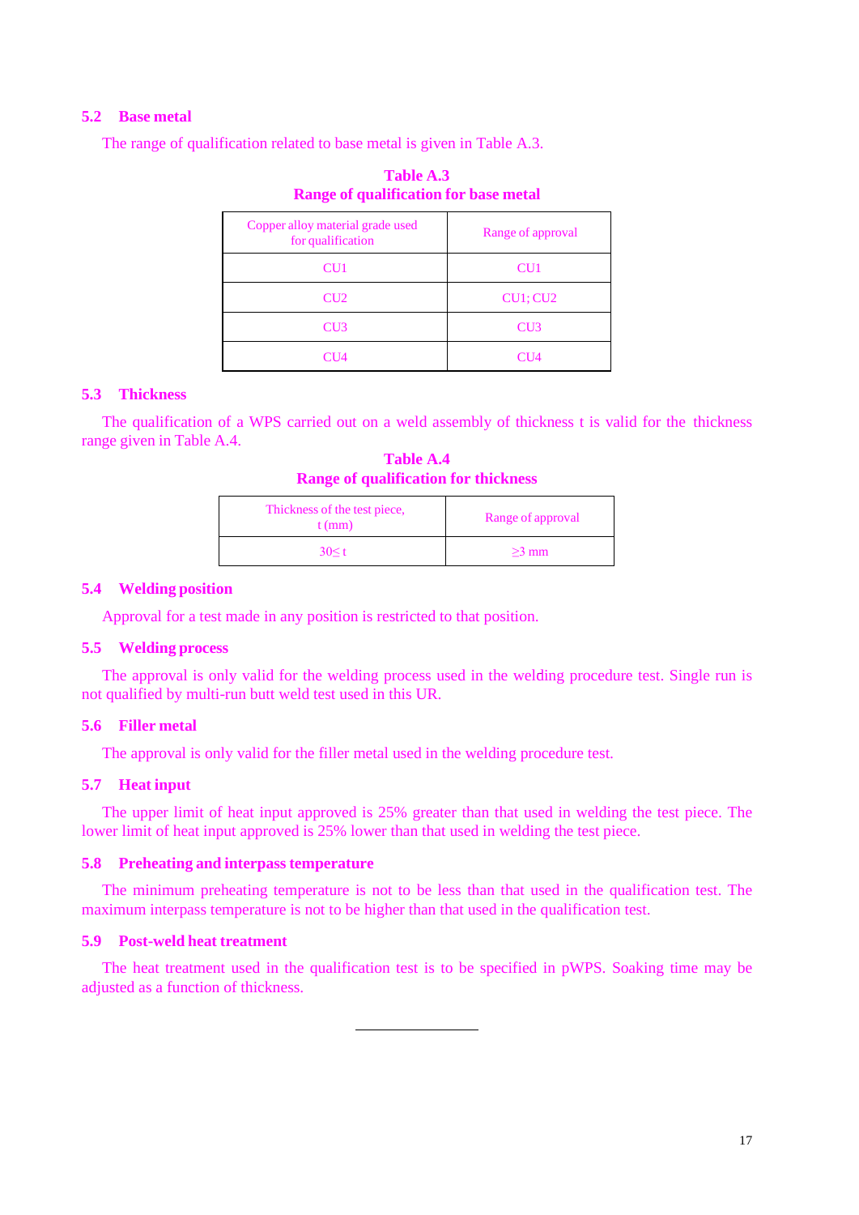### 5.2 Base metal

The range of qualification related to base metal is given in Table A.3.

**Table A.3**
**Range of qualification for base metal**

| Copper alloy material grade used for qualification | Range of approval |
|---|---|
| CU1 | CU1 |
| CU2 | CU1; CU2 |
| CU3 | CU3 |
| CU4 | CU4 |

### 5.3 Thickness

The qualification of a WPS carried out on a weld assembly of thickness t is valid for the thickness range given in Table A.4.

**Table A.4**
**Range of qualification for thickness**

| Thickness of the test piece, t (mm) | Range of approval |
|---|---|
| $30 \leq t$ | $\geq 3$ mm |

### 5.4 Welding position

Approval for a test made in any position is restricted to that position.

### 5.5 Welding process

The approval is only valid for the welding process used in the welding procedure test. Single run is not qualified by multi-run butt weld test used in this UR.

### 5.6 Filler metal

The approval is only valid for the filler metal used in the welding procedure test.

### 5.7 Heat input

The upper limit of heat input approved is 25% greater than that used in welding the test piece. The lower limit of heat input approved is 25% lower than that used in welding the test piece.

### 5.8 Preheating and interpass temperature

The minimum preheating temperature is not to be less than that used in the qualification test. The maximum interpass temperature is not to be higher than that used in the qualification test.

### 5.9 Post-weld heat treatment

The heat treatment used in the qualification test is to be specified in pWPS. Soaking time may be adjusted as a function of thickness.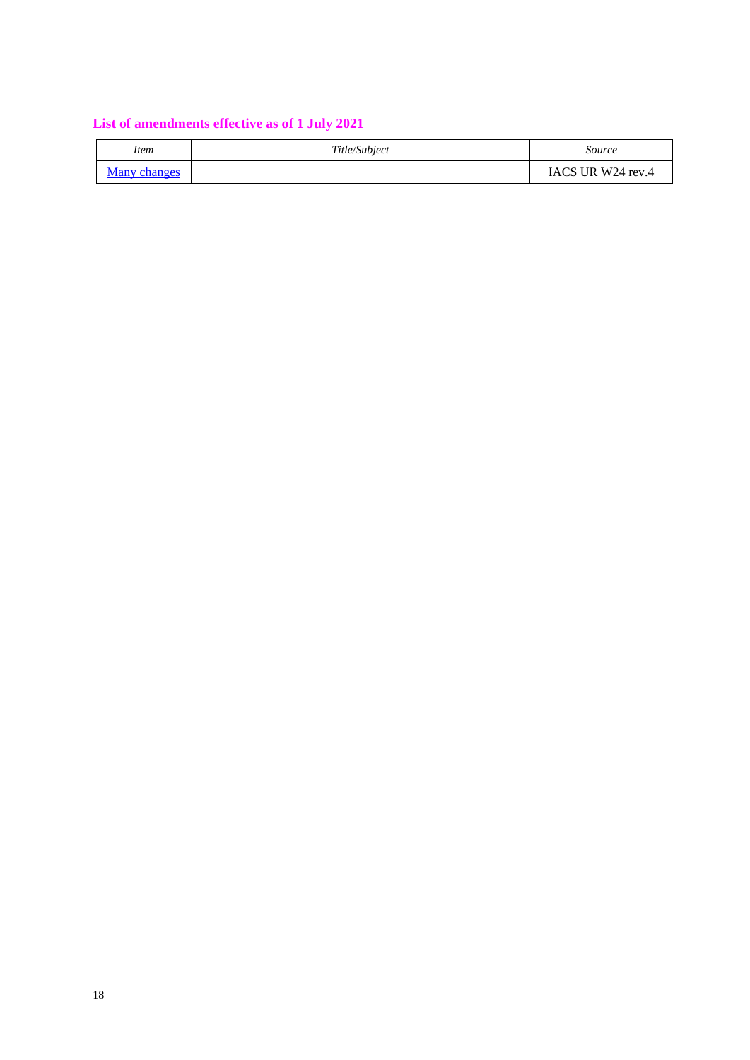## List of amendments effective as of 1 July 2021

| *Item* | *Title/Subject* | *Source* |
|---|---|---|
| Many changes | | IACS UR W24 rev.4 |